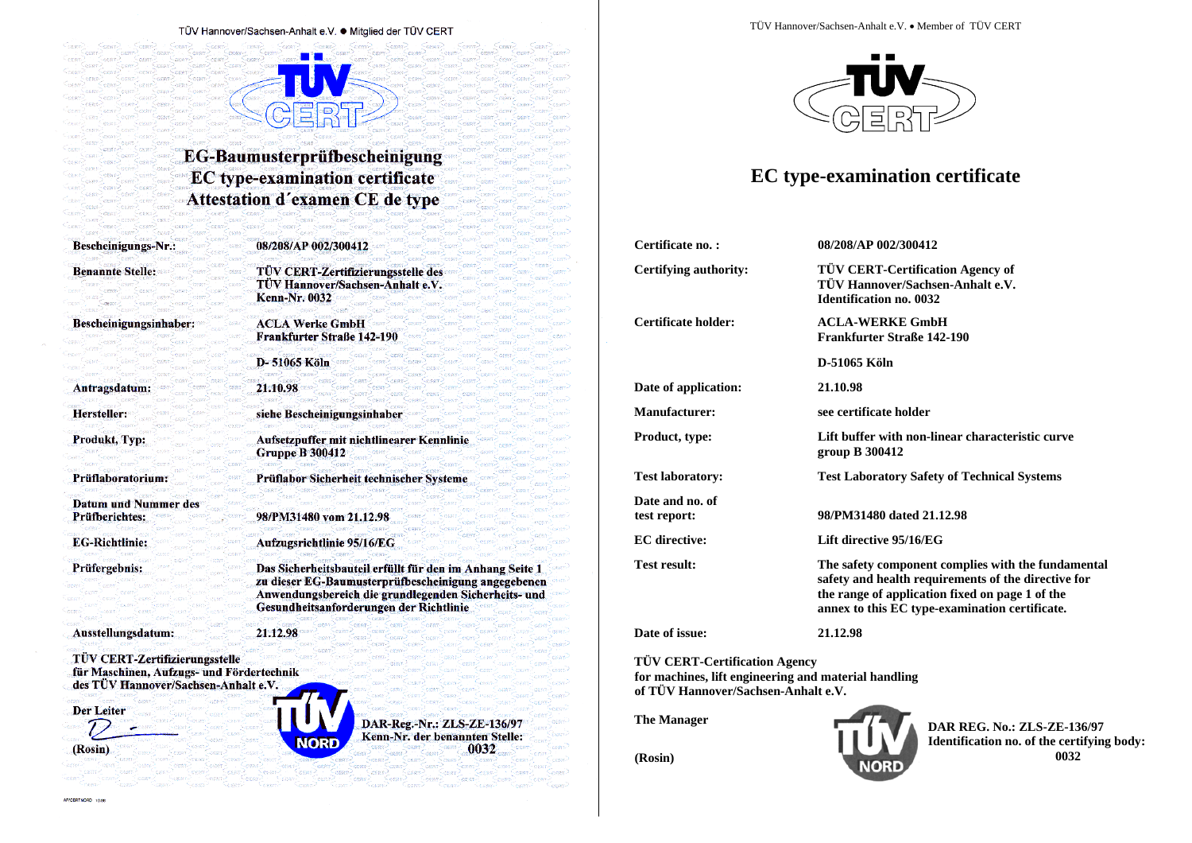TÜV Hannover/Sachsen-Anhalt e.V. • Mitglied der TÜV CERT

# EG-Baumusterprüfbescheinigung
# EC type-examination certificate
# Attestation d´examen CE de type

| | |
|---|---|
| **Bescheinigungs-Nr.:** | **08/208/AP 002/300412** |
| **Benannte Stelle:** | **TÜV CERT-Zertifizierungsstelle des TÜV Hannover/Sachsen-Anhalt e.V. Kenn-Nr. 0032** |
| **Bescheinigungsinhaber:** | **ACLA Werke GmbH Frankfurter Straße 142-190** |
| | **D- 51065 Köln** |
| **Antragsdatum:** | **21.10.98** |
| **Hersteller:** | **siehe Bescheinigungsinhaber** |
| **Produkt, Typ:** | **Aufsetzpuffer mit nichtlinearer Kennlinie Gruppe B 300412** |
| **Prüflaboratorium:** | **Prüflabor Sicherheit technischer Systeme** |
| **Datum und Nummer des Prüfberichtes:** | **98/PM31480 vom 21.12.98** |
| **EG-Richtlinie:** | **Aufzugsrichtlinie 95/16/EG** |
| **Prüfergebnis:** | **Das Sicherheitsbauteil erfüllt für den im Anhang Seite 1 zu dieser EG-Baumusterprüfbescheinigung angegebenen Anwendungsbereich die grundlegenden Sicherheits- und Gesundheitsanforderungen der Richtlinie** |
| **Ausstellungsdatum:** | **21.12.98** |

**TÜV CERT-Zertifizierungsstelle für Maschinen, Aufzugs- und Fördertechnik des TÜV Hannover/Sachsen-Anhalt e.V.**

**Der Leiter**

**(Rosin)**

**DAR-Reg.-Nr.: ZLS-ZE-136/97**
**Kenn-Nr. der benannten Stelle: 0032**

---

TÜV Hannover/Sachsen-Anhalt e.V. • Member of TÜV CERT

# EC type-examination certificate

| | |
|---|---|
| **Certificate no. :** | **08/208/AP 002/300412** |
| **Certifying authority:** | **TÜV CERT-Certification Agency of TÜV Hannover/Sachsen-Anhalt e.V. Identification no. 0032** |
| **Certificate holder:** | **ACLA-WERKE GmbH Frankfurter Straße 142-190** |
| | **D-51065 Köln** |
| **Date of application:** | **21.10.98** |
| **Manufacturer:** | **see certificate holder** |
| **Product, type:** | **Lift buffer with non-linear characteristic curve group B 300412** |
| **Test laboratory:** | **Test Laboratory Safety of Technical Systems** |
| **Date and no. of test report:** | **98/PM31480 dated 21.12.98** |
| **EC directive:** | **Lift directive 95/16/EG** |
| **Test result:** | **The safety component complies with the fundamental safety and health requirements of the directive for the range of application fixed on page 1 of the annex to this EC type-examination certificate.** |
| **Date of issue:** | **21.12.98** |

**TÜV CERT-Certification Agency for machines, lift engineering and material handling of TÜV Hannover/Sachsen-Anhalt e.V.**

**The Manager**

**(Rosin)**

**DAR REG. No.: ZLS-ZE-136/97**
**Identification no. of the certifying body: 0032**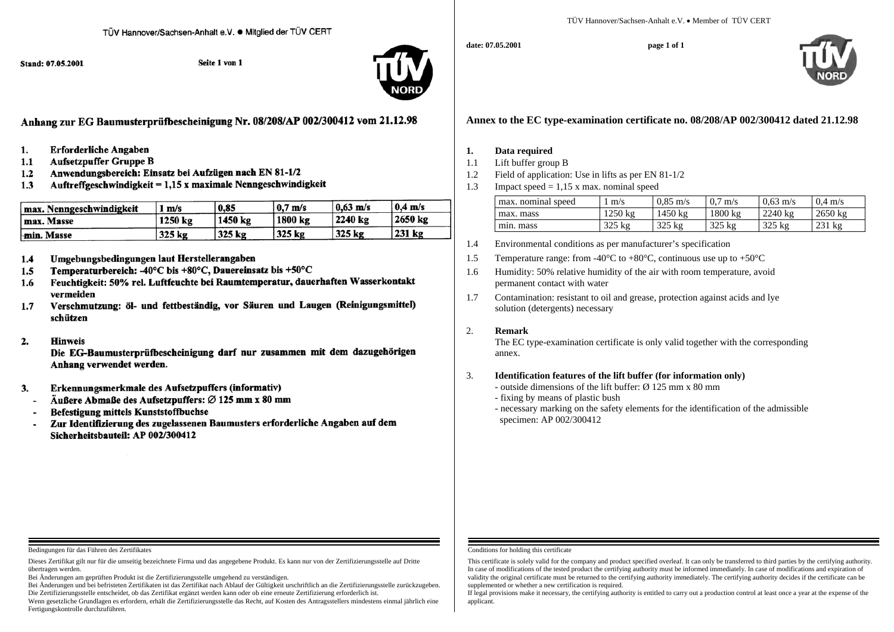TÜV Hannover/Sachsen-Anhalt e.V. ● Mitglied der TÜV CERT

**Stand: 07.05.2001** **Seite 1 von 1**

## Anhang zur EG Baumusterprüfbescheinigung Nr. 08/208/AP 002/300412 vom 21.12.98

**1. Erforderliche Angaben**

**1.1 Aufsetzpuffer Gruppe B**

**1.2 Anwendungsbereich: Einsatz bei Aufzügen nach EN 81-1/2**

**1.3 Auftreffgeschwindigkeit = 1,15 x maximale Nenngeschwindigkeit**

| | | | | | |
|---|---|---|---|---|---|
| **max. Nenngeschwindigkeit** | **1 m/s** | **0,85** | **0,7 m/s** | **0,63 m/s** | **0,4 m/s** |
| **max. Masse** | **1250 kg** | **1450 kg** | **1800 kg** | **2240 kg** | **2650 kg** |
| **min. Masse** | **325 kg** | **325 kg** | **325 kg** | **325 kg** | **231 kg** |

**1.4 Umgebungsbedingungen laut Herstellerangaben**

**1.5 Temperaturbereich: -40°C bis +80°C, Dauereinsatz bis +50°C**

**1.6 Feuchtigkeit: 50% rel. Luftfeuchte bei Raumtemperatur, dauerhaften Wasserkontakt vermeiden**

**1.7 Verschmutzung: öl- und fettbeständig, vor Säuren und Laugen (Reinigungsmittel) schützen**

**2. Hinweis**

**Die EG-Baumusterprüfbescheinigung darf nur zusammen mit dem dazugehörigen Anhang verwendet werden.**

**3. Erkennungsmerkmale des Aufsetzpuffers (informativ)**

- **Äußere Abmaße des Aufsetzpuffers: ∅ 125 mm x 80 mm**
- **Befestigung mittels Kunststoffbuchse**
- **Zur Identifizierung des zugelassenen Baumusters erforderliche Angaben auf dem Sicherheitsbauteil: AP 002/300412**

Bedingungen für das Führen des Zertifikates

Dieses Zertifikat gilt nur für die umseitig bezeichnete Firma und das angegebene Produkt. Es kann nur von der Zertifizierungsstelle auf Dritte übertragen werden.

Bei Änderungen am geprüften Produkt ist die Zertifizierungsstelle umgehend zu verständigen.

Bei Änderungen und bei befristeten Zertifikaten ist das Zertifikat nach Ablauf der Gültigkeit unverzüglich an die Zertifizierungsstelle zurückzugeben. Die Zertifizierungsstelle entscheidet, ob das Zertifikat ergänzt werden kann oder ob eine erneute Zertifizierung erforderlich ist.

Wenn gesetzliche Grundlagen es erfordern, erhält die Zertifizierungsstelle das Recht, auf Kosten des Antragsstellers mindestens einmal jährlich eine Fertigungskontrolle durchzuführen.

TÜV Hannover/Sachsen-Anhalt e.V. • Member of TÜV CERT

**date: 07.05.2001** **page 1 of 1**

## Annex to the EC type-examination certificate no. 08/208/AP 002/300412 dated 21.12.98

**1. Data required**

1.1 Lift buffer group B

1.2 Field of application: Use in lifts as per EN 81-1/2

1.3 Impact speed = 1,15 x max. nominal speed

| | | | | | |
|---|---|---|---|---|---|
| max. nominal speed | 1 m/s | 0,85 m/s | 0,7 m/s | 0,63 m/s | 0,4 m/s |
| max. mass | 1250 kg | 1450 kg | 1800 kg | 2240 kg | 2650 kg |
| min. mass | 325 kg | 325 kg | 325 kg | 325 kg | 231 kg |

1.4 Environmental conditions as per manufacturer's specification

1.5 Temperature range: from -40°C to +80°C, continuous use up to +50°C

1.6 Humidity: 50% relative humidity of the air with room temperature, avoid permanent contact with water

1.7 Contamination: resistant to oil and grease, protection against acids and lye solution (detergents) necessary

**2. Remark**

The EC type-examination certificate is only valid together with the corresponding annex.

**3. Identification features of the lift buffer (for information only)**

- outside dimensions of the lift buffer: Ø 125 mm x 80 mm
- fixing by means of plastic bush
- necessary marking on the safety elements for the identification of the admissible specimen: AP 002/300412

Conditions for holding this certificate

This certificate is solely valid for the company and product specified overleaf. It can only be transferred to third parties by the certifying authority. In case of modifications of the tested product the certifying authority must be informed immediately. In case of modifications and expiration of validity the original certificate must be returned to the certifying authority immediately. The certifying authority decides if the certificate can be supplemented or whether a new certification is required.

If legal provisions make it necessary, the certifying authority is entitled to carry out a production control at least once a year at the expense of the applicant.